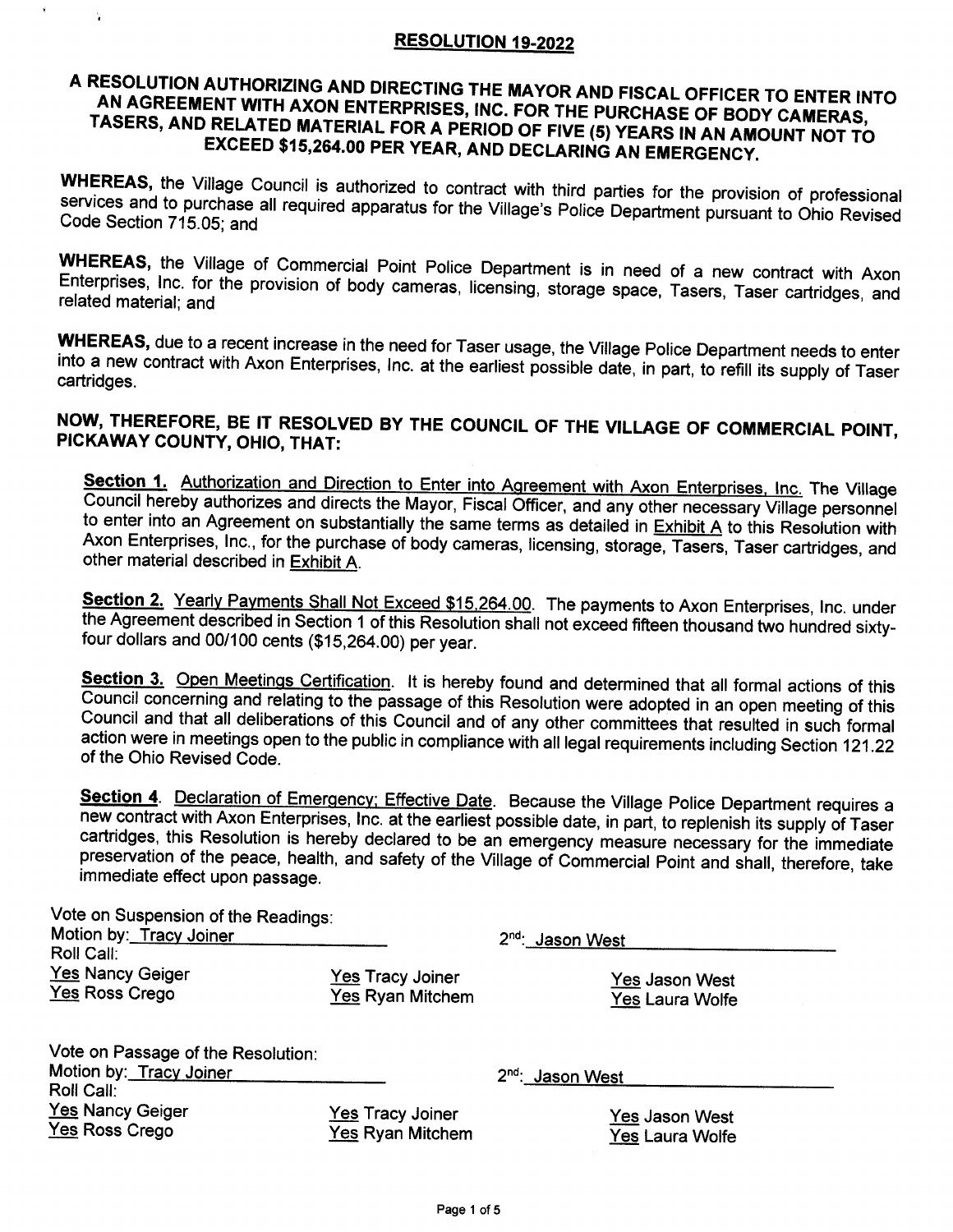# RESOLUTION 19-2022

## A RESOLUTION AUTHORIZING AND DIRECTING THE MAYOR AND FISCAL OFFICER TO ENTER INTO AN AGREEMENT WITH AXON ENTERPRISES, INC. FOR THE PURCHASE OF BODY CAMERAS, TASERS, AND RELATED MATERIAL FOR A PERIOD OF FIVE (5) YEARS IN AN AMOUNT NOT TO EXCEED $15,264.00 PER YEAR, AND DECLARING AN EMERGENCY.

**WHEREAS,** the Village Council is authorized to contract with third parties for the provision of professional services and to purchase all required apparatus for the Village's Police Department pursuant to Ohio Revised Code Section 715.05; and

**WHEREAS,** the Village of Commercial Point Police Department is in need of a new contract with Axon Enterprises, Inc. for the provision of body cameras, licensing, storage space, Tasers, Taser cartridges, and related material; and

**WHEREAS,** due to a recent increase in the need for Taser usage, the Village Police Department needs to enter into a new contract with Axon Enterprises, Inc. at the earliest possible date, in part, to refill its supply of Taser cartridges.

**NOW, THEREFORE, BE IT RESOLVED BY THE COUNCIL OF THE VILLAGE OF COMMERCIAL POINT, PICKAWAY COUNTY, OHIO, THAT:**

**Section 1.** Authorization and Direction to Enter into Agreement with Axon Enterprises, Inc. The Village Council hereby authorizes and directs the Mayor, Fiscal Officer, and any other necessary Village personnel to enter into an Agreement on substantially the same terms as detailed in Exhibit A to this Resolution with Axon Enterprises, Inc., for the purchase of body cameras, licensing, storage, Tasers, Taser cartridges, and other material described in Exhibit A.

**Section 2.** Yearly Payments Shall Not Exceed $15,264.00. The payments to Axon Enterprises, Inc. under the Agreement described in Section 1 of this Resolution shall not exceed fifteen thousand two hundred sixty-four dollars and 00/100 cents ($15,264.00) per year.

**Section 3.** Open Meetings Certification. It is hereby found and determined that all formal actions of this Council concerning and relating to the passage of this Resolution were adopted in an open meeting of this Council and that all deliberations of this Council and of any other committees that resulted in such formal action were in meetings open to the public in compliance with all legal requirements including Section 121.22 of the Ohio Revised Code.

**Section 4**. Declaration of Emergency; Effective Date. Because the Village Police Department requires a new contract with Axon Enterprises, Inc. at the earliest possible date, in part, to replenish its supply of Taser cartridges, this Resolution is hereby declared to be an emergency measure necessary for the immediate preservation of the peace, health, and safety of the Village of Commercial Point and shall, therefore, take immediate effect upon passage.

Vote on Suspension of the Readings:
Motion by: Tracy Joiner — 2nd: Jason West
Roll Call:

Yes Nancy Geiger
Yes Ross Crego
Yes Tracy Joiner
Yes Ryan Mitchem
Yes Jason West
Yes Laura Wolfe

Vote on Passage of the Resolution:
Motion by: Tracy Joiner — 2nd: Jason West
Roll Call:

Yes Nancy Geiger
Yes Ross Crego
Yes Tracy Joiner
Yes Ryan Mitchem
Yes Jason West
Yes Laura Wolfe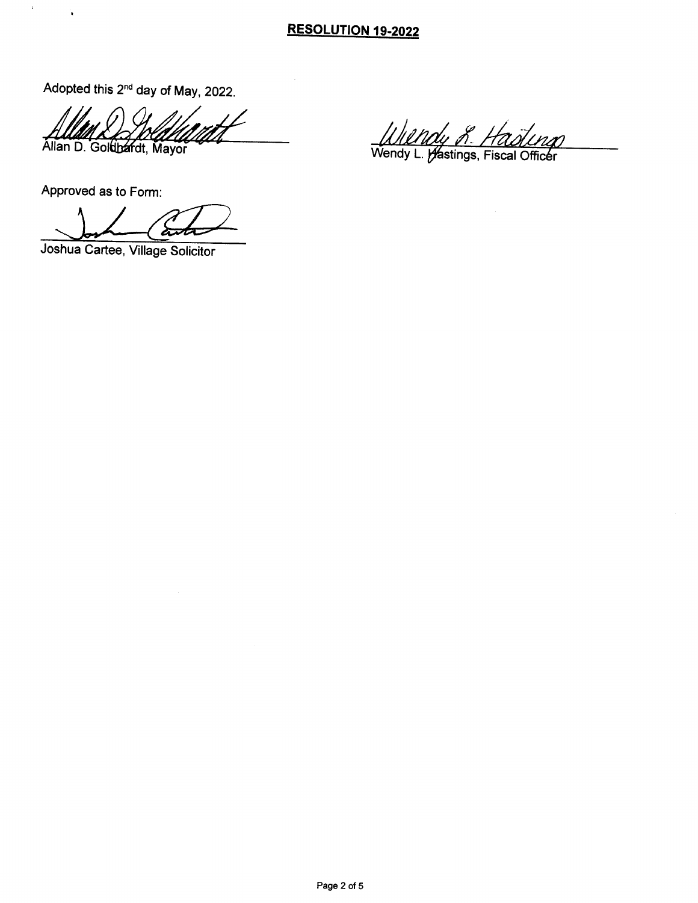**RESOLUTION 19-2022**

Adopted this 2nd day of May, 2022.

Allan D. Goldhardt, Mayor

Wendy L. Hastings, Fiscal Officer

Approved as to Form:

Joshua Cartee, Village Solicitor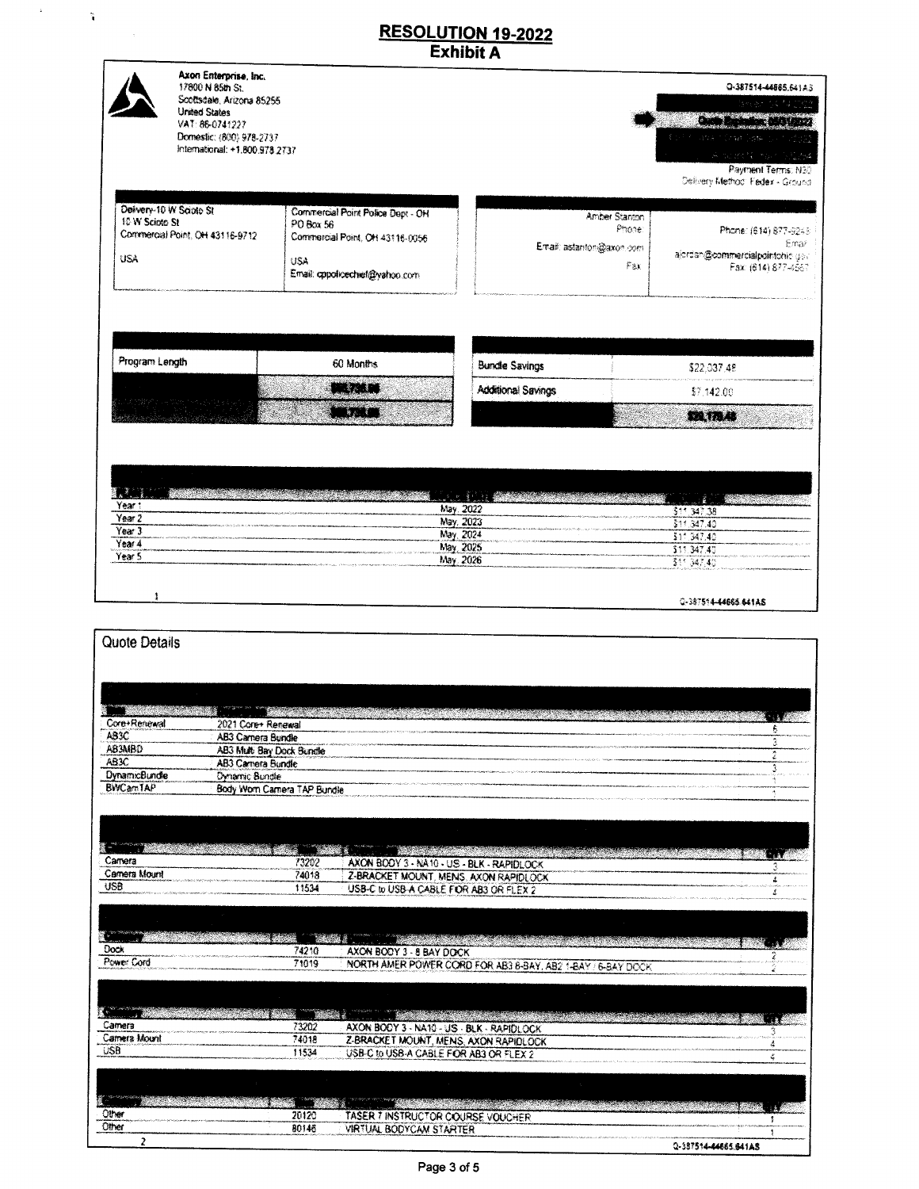# RESOLUTION 19-2022
## Exhibit A

**Axon Enterprise, Inc.**
17800 N 85th St.
Scottsdale, Arizona 85255
United States
VAT: 86-0741227
Domestic: (800) 978-2737
International: +1.800.978.2737

Q-387514-44665.641AS

Payment Terms: N30
Delivery Method: Fedex - Ground

| | |
|---|---|
| Delivery-10 W Scioto St<br>10 W Scioto St<br>Commercial Point, OH 43116-9712<br>USA | Commercial Point Police Dept - OH<br>PO Box 56<br>Commercial Point, OH 43116-0056<br>USA<br>Email: cppolicechief@yahoo.com |

| | |
|---|---|
| Amber Stanton<br>Phone<br>Email: astanton@axon.com<br>Fax | Phone: (614) 877-9243<br>Email: ajordan@commercialpointohio.gov<br>Fax: (614) 877-4567 |

| | |
|---|---|
| Program Length | 60 Months |

| | |
|---|---|
| Bundle Savings | $22,037.48 |
| Additional Savings | $7,142.00 |

| | | |
|---|---|---|
| Year 1 | May, 2022 | $11,347.38 |
| Year 2 | May, 2023 | $11,347.40 |
| Year 3 | May, 2024 | $11,347.40 |
| Year 4 | May, 2025 | $11,347.40 |
| Year 5 | May, 2026 | $11,347.40 |

## Quote Details

| | | QTY |
|---|---|---|
| Core+Renewal | 2021 Core+ Renewal | 6 |
| AB3C | AB3 Camera Bundle | 3 |
| AB3MBD | AB3 Multi Bay Dock Bundle | 2 |
| AB3C | AB3 Camera Bundle | 3 |
| DynamicBundle | Dynamic Bundle | 1 |
| BWCamTAP | Body Worn Camera TAP Bundle | 1 |

| | | | QTY |
|---|---|---|---|
| Camera | 73202 | AXON BODY 3 - NA10 - US - BLK - RAPIDLOCK | 3 |
| Camera Mount | 74018 | Z-BRACKET MOUNT, MENS, AXON RAPIDLOCK | 4 |
| USB | 11534 | USB-C to USB-A CABLE FOR AB3 OR FLEX 2 | 4 |

| | | | QTY |
|---|---|---|---|
| Dock | 74210 | AXON BODY 3 - 8 BAY DOCK | 2 |
| Power Cord | 71019 | NORTH AMER POWER CORD FOR AB3 8-BAY, AB2 1-BAY / 6-BAY DOCK | 2 |

| | | | QTY |
|---|---|---|---|
| Camera | 73202 | AXON BODY 3 - NA10 - US - BLK - RAPIDLOCK | 3 |
| Camera Mount | 74018 | Z-BRACKET MOUNT, MENS, AXON RAPIDLOCK | 4 |
| USB | 11534 | USB-C to USB-A CABLE FOR AB3 OR FLEX 2 | 4 |

| | | | QTY |
|---|---|---|---|
| Other | 20120 | TASER 7 INSTRUCTOR COURSE VOUCHER | 1 |
| Other | 80146 | VIRTUAL BODYCAM STARTER | 1 |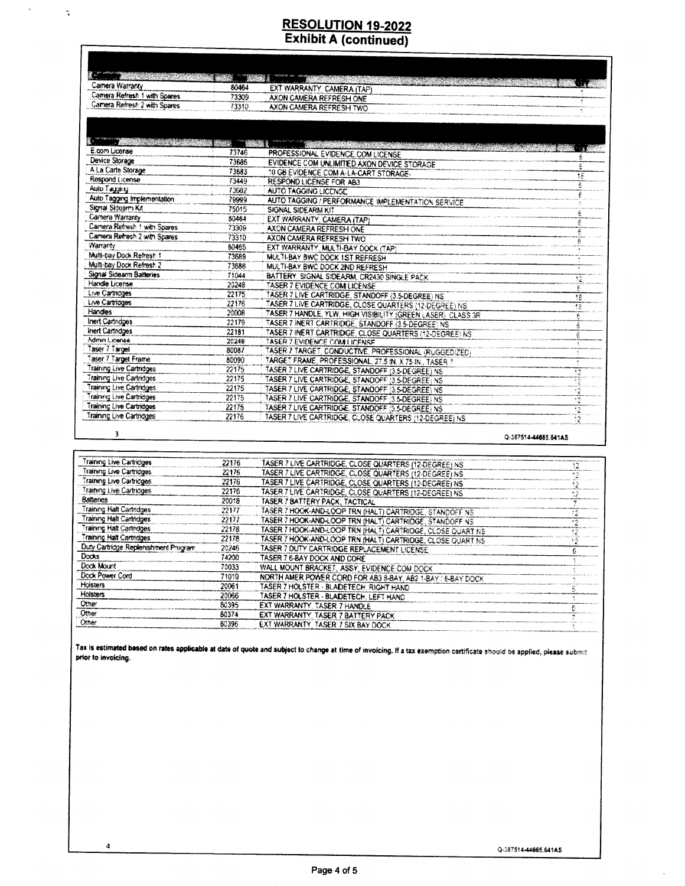# RESOLUTION 19-2022

## Exhibit A (continued)

| Category | Item | Description | QTY |
|---|---|---|---|
| Camera Warranty | 80464 | EXT WARRANTY, CAMERA (TAP) | 1 |
| Camera Refresh 1 with Spares | 73309 | AXON CAMERA REFRESH ONE | 1 |
| Camera Refresh 2 with Spares | 73310 | AXON CAMERA REFRESH TWO | 1 |

| Category | Item | Description | QTY |
|---|---|---|---|
| E.com License | 73746 | PROFESSIONAL EVIDENCE.COM LICENSE | 6 |
| Device Storage | 73686 | EVIDENCE.COM UNLIMITED AXON DEVICE STORAGE | 6 |
| A La Carte Storage | 73683 | 10 GB EVIDENCE.COM A-LA-CART STORAGE | 18 |
| Respond License | 73449 | RESPOND LICENSE FOR AB3 | 6 |
| Auto Tagging | 73682 | AUTO TAGGING LICENSE | 6 |
| Auto Tagging Implementation | 79999 | AUTO TAGGING / PERFORMANCE IMPLEMENTATION SERVICE | 1 |
| Signal Sidearm Kit | 75015 | SIGNAL SIDEARM KIT | 6 |
| Camera Warranty | 80464 | EXT WARRANTY, CAMERA (TAP) | 6 |
| Camera Refresh 1 with Spares | 73309 | AXON CAMERA REFRESH ONE | 6 |
| Camera Refresh 2 with Spares | 73310 | AXON CAMERA REFRESH TWO | 6 |
| Warranty | 80465 | EXT WARRANTY, MULTI-BAY DOCK (TAP) | 1 |
| Multi-bay Dock Refresh 1 | 73689 | MULTI-BAY BWC DOCK 1ST REFRESH | 1 |
| Multi-bay Dock Refresh 2 | 73688 | MULTI-BAY BWC DOCK 2ND REFRESH | 1 |
| Signal Sidearm Batteries | 71044 | BATTERY, SIGNAL SIDEARM, CR2430 SINGLE PACK | 12 |
| Handle License | 20248 | TASER 7 EVIDENCE.COM LICENSE | 6 |
| Live Cartridges | 22175 | TASER 7 LIVE CARTRIDGE, STANDOFF (3.5-DEGREE) NS | 18 |
| Live Cartridges | 22176 | TASER 7 LIVE CARTRIDGE, CLOSE QUARTERS (12-DEGREE) NS | 18 |
| Handles | 20008 | TASER 7 HANDLE, YLW, HIGH VISIBILITY (GREEN LASER), CLASS 3R | 6 |
| Inert Cartridges | 22179 | TASER 7 INERT CARTRIDGE, STANDOFF (3.5-DEGREE) NS | 6 |
| Inert Cartridges | 22181 | TASER 7 INERT CARTRIDGE, CLOSE QUARTERS (12-DEGREE) NS | 6 |
| Admin License | 20248 | TASER 7 EVIDENCE.COM LICENSE | 1 |
| Taser 7 Target | 80087 | TASER 7 TARGET, CONDUCTIVE, PROFESSIONAL (RUGGEDIZED) | 1 |
| Taser 7 Target Frame | 80090 | TARGET FRAME, PROFESSIONAL, 27.5 IN. X 75 IN., TASER 7 | 1 |
| Training Live Cartridges | 22175 | TASER 7 LIVE CARTRIDGE, STANDOFF (3.5-DEGREE) NS | 12 |
| Training Live Cartridges | 22175 | TASER 7 LIVE CARTRIDGE, STANDOFF (3.5-DEGREE) NS | 12 |
| Training Live Cartridges | 22175 | TASER 7 LIVE CARTRIDGE, STANDOFF (3.5-DEGREE) NS | 12 |
| Training Live Cartridges | 22175 | TASER 7 LIVE CARTRIDGE, STANDOFF (3.5-DEGREE) NS | 12 |
| Training Live Cartridges | 22175 | TASER 7 LIVE CARTRIDGE, STANDOFF (3.5-DEGREE) NS | 12 |
| Training Live Cartridges | 22176 | TASER 7 LIVE CARTRIDGE, CLOSE QUARTERS (12-DEGREE) NS | 12 |

Q-387514-44665.641AS

| Category | Item | Description | QTY |
|---|---|---|---|
| Training Live Cartridges | 22176 | TASER 7 LIVE CARTRIDGE, CLOSE QUARTERS (12-DEGREE) NS | 12 |
| Training Live Cartridges | 22176 | TASER 7 LIVE CARTRIDGE, CLOSE QUARTERS (12-DEGREE) NS | 12 |
| Training Live Cartridges | 22176 | TASER 7 LIVE CARTRIDGE, CLOSE QUARTERS (12-DEGREE) NS | 12 |
| Training Live Cartridges | 22176 | TASER 7 LIVE CARTRIDGE, CLOSE QUARTERS (12-DEGREE) NS | 12 |
| Batteries | 20018 | TASER 7 BATTERY PACK, TACTICAL | 7 |
| Training Halt Cartridges | 22177 | TASER 7 HOOK-AND-LOOP TRN (HALT) CARTRIDGE, STANDOFF NS | 12 |
| Training Halt Cartridges | 22177 | TASER 7 HOOK-AND-LOOP TRN (HALT) CARTRIDGE, STANDOFF NS | 12 |
| Training Halt Cartridges | 22178 | TASER 7 HOOK-AND-LOOP TRN (HALT) CARTRIDGE, CLOSE QUART NS | 12 |
| Training Halt Cartridges | 22178 | TASER 7 HOOK-AND-LOOP TRN (HALT) CARTRIDGE, CLOSE QUART NS | 12 |
| Duty Cartridge Replenishment Program | 20246 | TASER 7 DUTY CARTRIDGE REPLACEMENT LICENSE | 6 |
| Docks | 74200 | TASER 7 6-BAY DOCK AND CORE | 1 |
| Dock Mount | 70033 | WALL MOUNT BRACKET, ASSY, EVIDENCE.COM DOCK | 1 |
| Dock Power Cord | 71019 | NORTH AMER POWER CORD FOR AB3 8-BAY, AB2 1-BAY / 6-BAY DOCK | 1 |
| Holsters | 20061 | TASER 7 HOLSTER - BLADETECH, RIGHT HAND | 5 |
| Holsters | 20066 | TASER 7 HOLSTER - BLADETECH, LEFT HAND | 1 |
| Other | 80395 | EXT WARRANTY, TASER 7 HANDLE | 6 |
| Other | 80374 | EXT WARRANTY, TASER 7 BATTERY PACK | 7 |
| Other | 80396 | EXT WARRANTY, TASER 7 SIX BAY DOCK | 1 |

**Tax is estimated based on rates applicable at date of quote and subject to change at time of invoicing. If a tax exemption certificate should be applied, please submit prior to invoicing.**

Q-387514-44665.641AS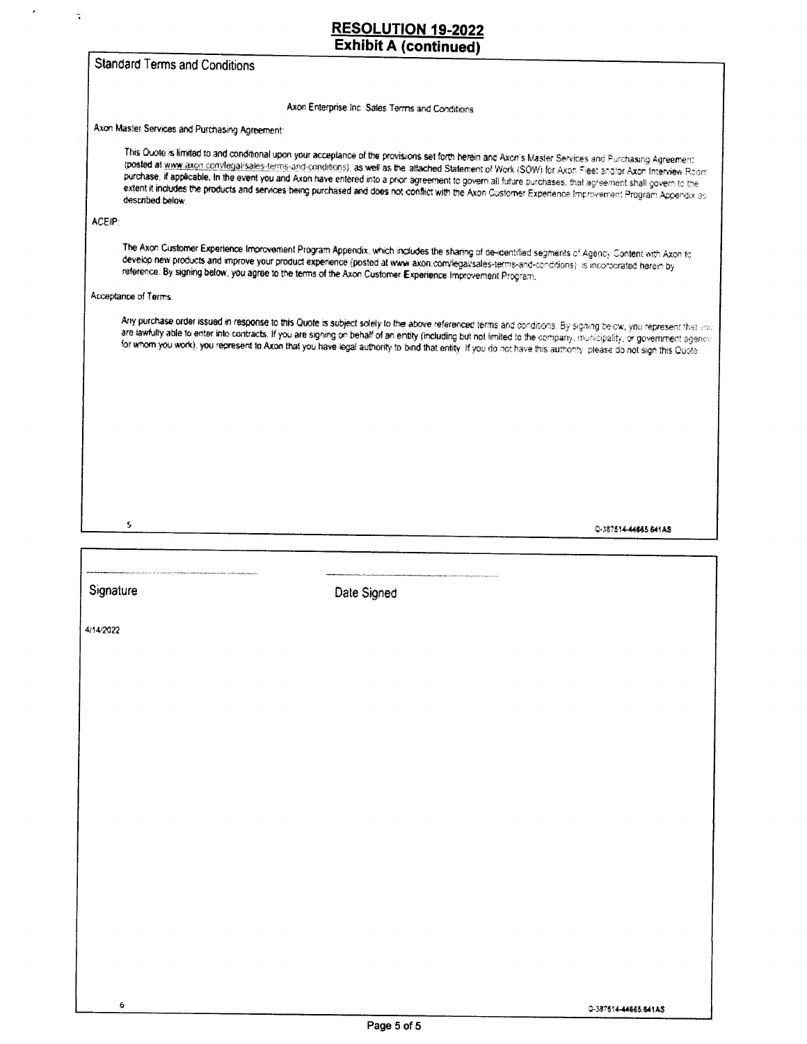## RESOLUTION 19-2022
### Exhibit A (continued)

**Standard Terms and Conditions**

Axon Enterprise Inc. Sales Terms and Conditions

Axon Master Services and Purchasing Agreement:

This Quote is limited to and conditional upon your acceptance of the provisions set forth herein and Axon's Master Services and Purchasing Agreement (posted at www.axon.com/legal/sales-terms-and-conditions), as well as the attached Statement of Work (SOW) for Axon Fleet and/or Axon Interview Room purchase, if applicable. In the event you and Axon have entered into a prior agreement to govern all future purchases, that agreement shall govern to the extent it includes the products and services being purchased and does not conflict with the Axon Customer Experience Improvement Program Appendix as described below.

ACEIP:

The Axon Customer Experience Improvement Program Appendix, which includes the sharing of de-identified segments of Agency Content with Axon to develop new products and improve your product experience (posted at www.axon.com/legal/sales-terms-and-conditions), is incorporated herein by reference. By signing below, you agree to the terms of the Axon Customer Experience Improvement Program.

Acceptance of Terms:

Any purchase order issued in response to this Quote is subject solely to the above referenced terms and conditions. By signing below, you represent that you are lawfully able to enter into contracts. If you are signing on behalf of an entity (including but not limited to the company, municipality, or government agency for whom you work), you represent to Axon that you have legal authority to bind that entity. If you do not have this authority, please do not sign this Quote.

5 Q-387514-44665.641AS

Signature

Date Signed

4/14/2022

6 Q-387514-44665.641AS